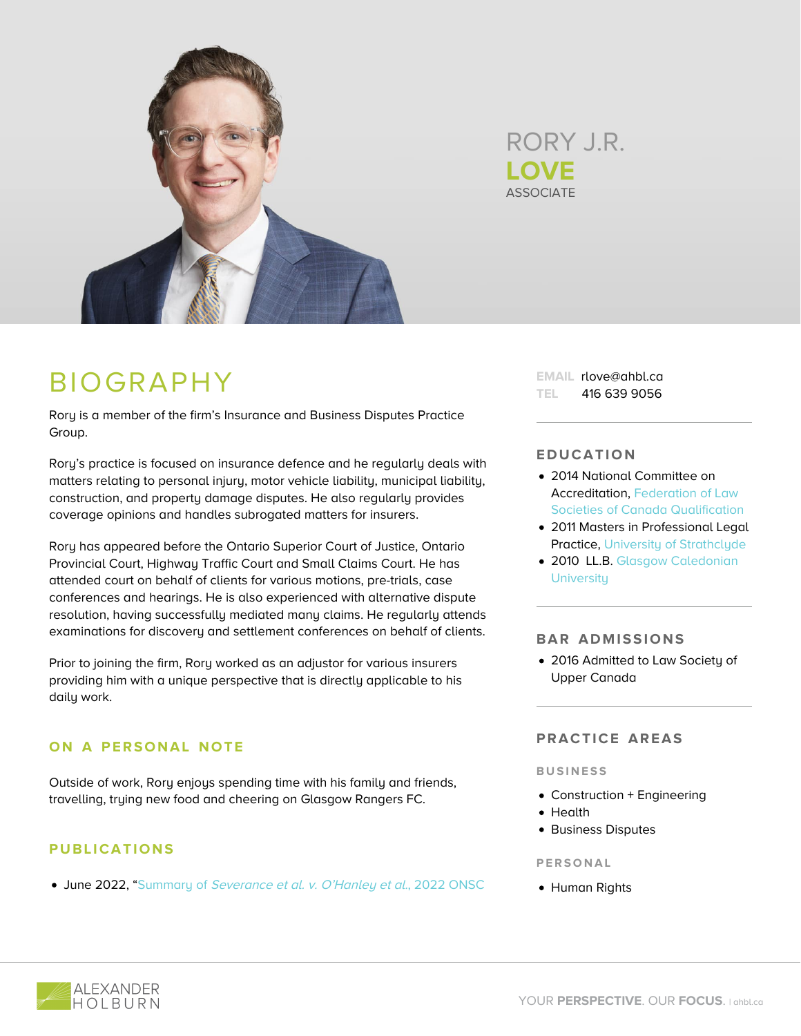# RORY J.R. **LOVE**

ASSOCIATE

## BIOGRAPHY

Rory is a member of the firm's Insurance and Business Disputes Practice Group.

Rory's practice is focused on insurance defence and he regularly deals with matters relating to personal injury, motor vehicle liability, municipal liability, construction, and property damage disputes. He also regularly provides coverage opinions and handles subrogated matters for insurers.

Rory has appeared before the Ontario Superior Court of Justice, Ontario Provincial Court, Highway Traffic Court and Small Claims Court. He has attended court on behalf of clients for various motions, pre-trials, case conferences and hearings. He is also experienced with alternative dispute resolution, having successfully mediated many claims. He regularly attends examinations for discovery and settlement conferences on behalf of clients.

Prior to joining the firm, Rory worked as an adjustor for various insurers providing him with a unique perspective that is directly applicable to his daily work.

### ON A PERSONAL NOTE

Outside of work, Rory enjoys spending time with his family and friends, travelling, trying new food and cheering on Glasgow Rangers FC.

### PUBLICATIONS

- June 2022, "Summary of *Severance et al. v. O'Hanley et al.*, 2022 ONSC

EMAIL rlove@ahbl.ca
TEL 416 639 9056

### EDUCATION

- 2014 National Committee on Accreditation, Federation of Law Societies of Canada Qualification
- 2011 Masters in Professional Legal Practice, University of Strathclyde
- 2010 LL.B. Glasgow Caledonian University

### BAR ADMISSIONS

- 2016 Admitted to Law Society of Upper Canada

### PRACTICE AREAS

#### BUSINESS

- Construction + Engineering
- Health
- Business Disputes

#### PERSONAL

- Human Rights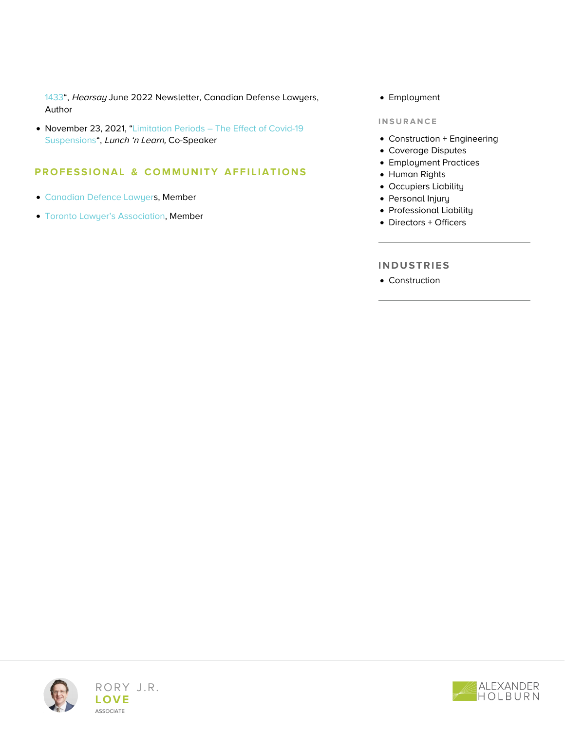1433", *Hearsay* June 2022 Newsletter, Canadian Defense Lawyers, Author

- November 23, 2021, "Limitation Periods – The Effect of Covid-19 Suspensions", *Lunch 'n Learn,* Co-Speaker

## PROFESSIONAL & COMMUNITY AFFILIATIONS

- Canadian Defence Lawyers, Member
- Toronto Lawyer's Association, Member

- Employment

### INSURANCE

- Construction + Engineering
- Coverage Disputes
- Employment Practices
- Human Rights
- Occupiers Liability
- Personal Injury
- Professional Liability
- Directors + Officers

## INDUSTRIES

- Construction